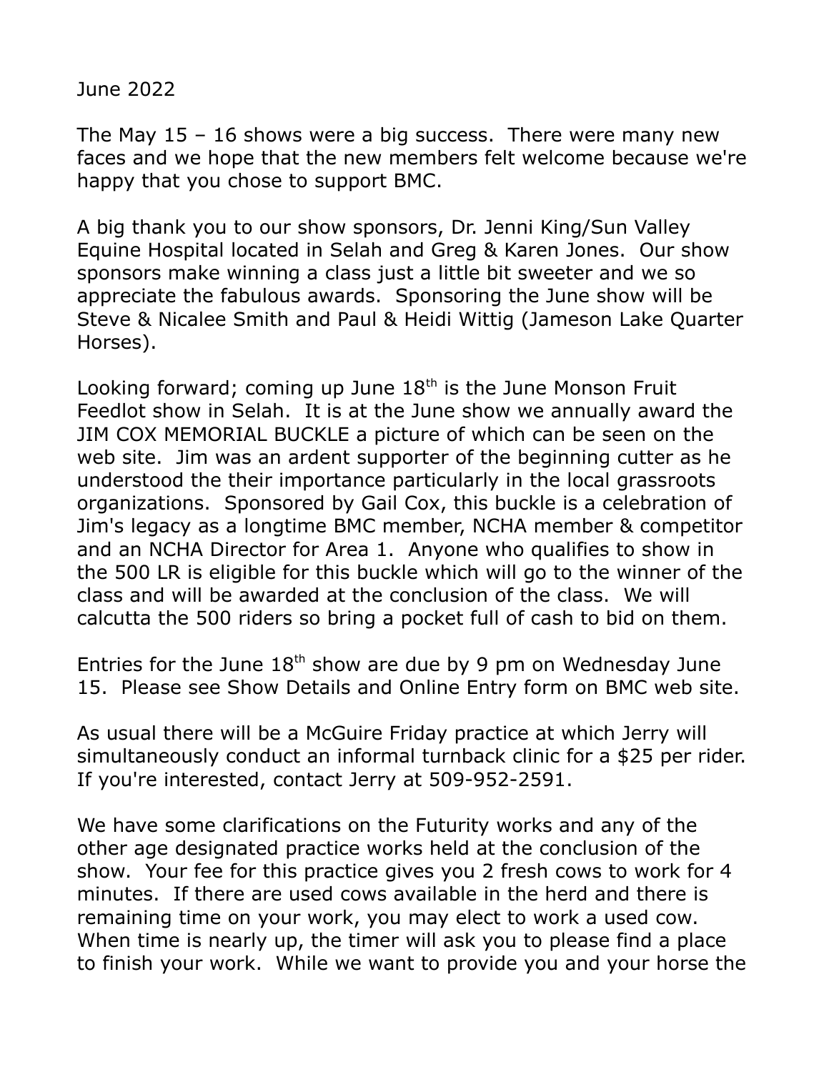June 2022

The May 15 – 16 shows were a big success. There were many new faces and we hope that the new members felt welcome because we're happy that you chose to support BMC.

A big thank you to our show sponsors, Dr. Jenni King/Sun Valley Equine Hospital located in Selah and Greg & Karen Jones. Our show sponsors make winning a class just a little bit sweeter and we so appreciate the fabulous awards. Sponsoring the June show will be Steve & Nicalee Smith and Paul & Heidi Wittig (Jameson Lake Quarter Horses).

Looking forward; coming up June 18th is the June Monson Fruit Feedlot show in Selah. It is at the June show we annually award the JIM COX MEMORIAL BUCKLE a picture of which can be seen on the web site. Jim was an ardent supporter of the beginning cutter as he understood the their importance particularly in the local grassroots organizations. Sponsored by Gail Cox, this buckle is a celebration of Jim's legacy as a longtime BMC member, NCHA member & competitor and an NCHA Director for Area 1. Anyone who qualifies to show in the 500 LR is eligible for this buckle which will go to the winner of the class and will be awarded at the conclusion of the class. We will calcutta the 500 riders so bring a pocket full of cash to bid on them.

Entries for the June 18th show are due by 9 pm on Wednesday June 15. Please see Show Details and Online Entry form on BMC web site.

As usual there will be a McGuire Friday practice at which Jerry will simultaneously conduct an informal turnback clinic for a $25 per rider. If you're interested, contact Jerry at 509-952-2591.

We have some clarifications on the Futurity works and any of the other age designated practice works held at the conclusion of the show. Your fee for this practice gives you 2 fresh cows to work for 4 minutes. If there are used cows available in the herd and there is remaining time on your work, you may elect to work a used cow. When time is nearly up, the timer will ask you to please find a place to finish your work. While we want to provide you and your horse the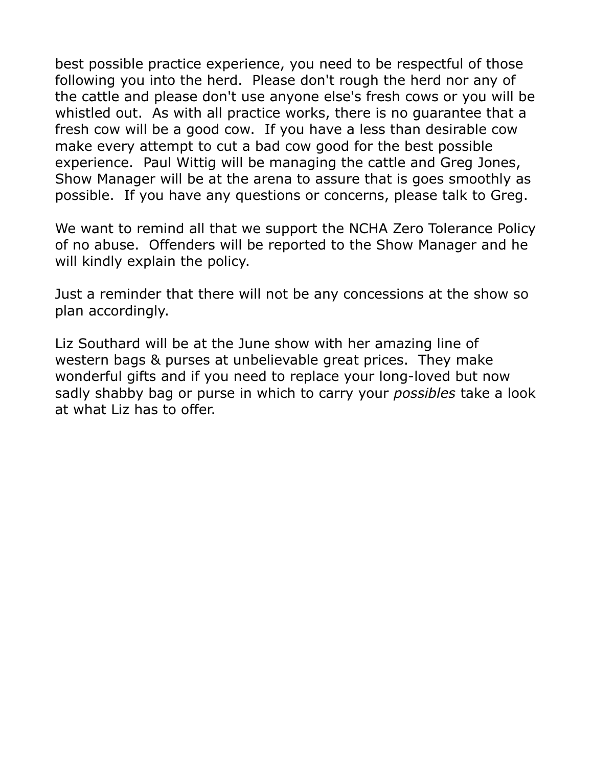best possible practice experience, you need to be respectful of those following you into the herd. Please don't rough the herd nor any of the cattle and please don't use anyone else's fresh cows or you will be whistled out. As with all practice works, there is no guarantee that a fresh cow will be a good cow. If you have a less than desirable cow make every attempt to cut a bad cow good for the best possible experience. Paul Wittig will be managing the cattle and Greg Jones, Show Manager will be at the arena to assure that is goes smoothly as possible. If you have any questions or concerns, please talk to Greg.

We want to remind all that we support the NCHA Zero Tolerance Policy of no abuse. Offenders will be reported to the Show Manager and he will kindly explain the policy.

Just a reminder that there will not be any concessions at the show so plan accordingly.

Liz Southard will be at the June show with her amazing line of western bags & purses at unbelievable great prices. They make wonderful gifts and if you need to replace your long-loved but now sadly shabby bag or purse in which to carry your *possibles* take a look at what Liz has to offer.